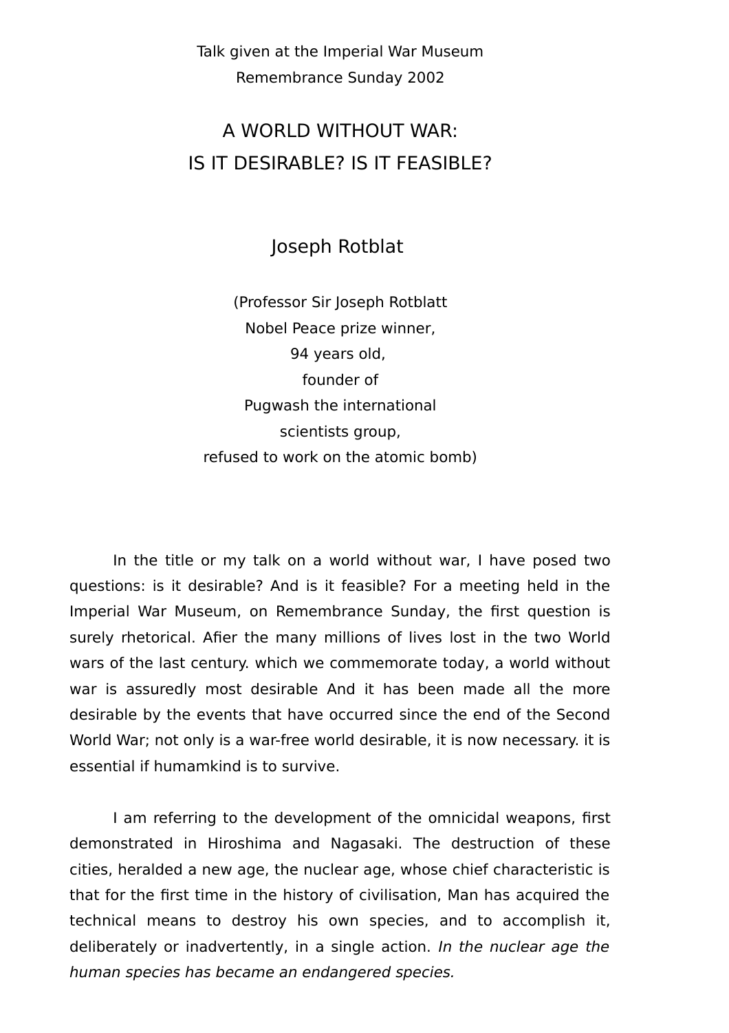Talk given at the Imperial War Museum

Remembrance Sunday 2002

# A WORLD WITHOUT WAR: IS IT DESIRABLE? IS IT FEASIBLE?

## Joseph Rotblat

(Professor Sir Joseph Rotblatt
Nobel Peace prize winner,
94 years old,
founder of
Pugwash the international
scientists group,
refused to work on the atomic bomb)

In the title or my talk on a world without war, I have posed two questions: is it desirable? And is it feasible? For a meeting held in the Imperial War Museum, on Remembrance Sunday, the first question is surely rhetorical. Afier the many millions of lives lost in the two World wars of the last century. which we commemorate today, a world without war is assuredly most desirable And it has been made all the more desirable by the events that have occurred since the end of the Second World War; not only is a war-free world desirable, it is now necessary. it is essential if humamkind is to survive.

I am referring to the development of the omnicidal weapons, first demonstrated in Hiroshima and Nagasaki. The destruction of these cities, heralded a new age, the nuclear age, whose chief characteristic is that for the first time in the history of civilisation, Man has acquired the technical means to destroy his own species, and to accomplish it, deliberately or inadvertently, in a single action. *In the nuclear age the human species has became an endangered species.*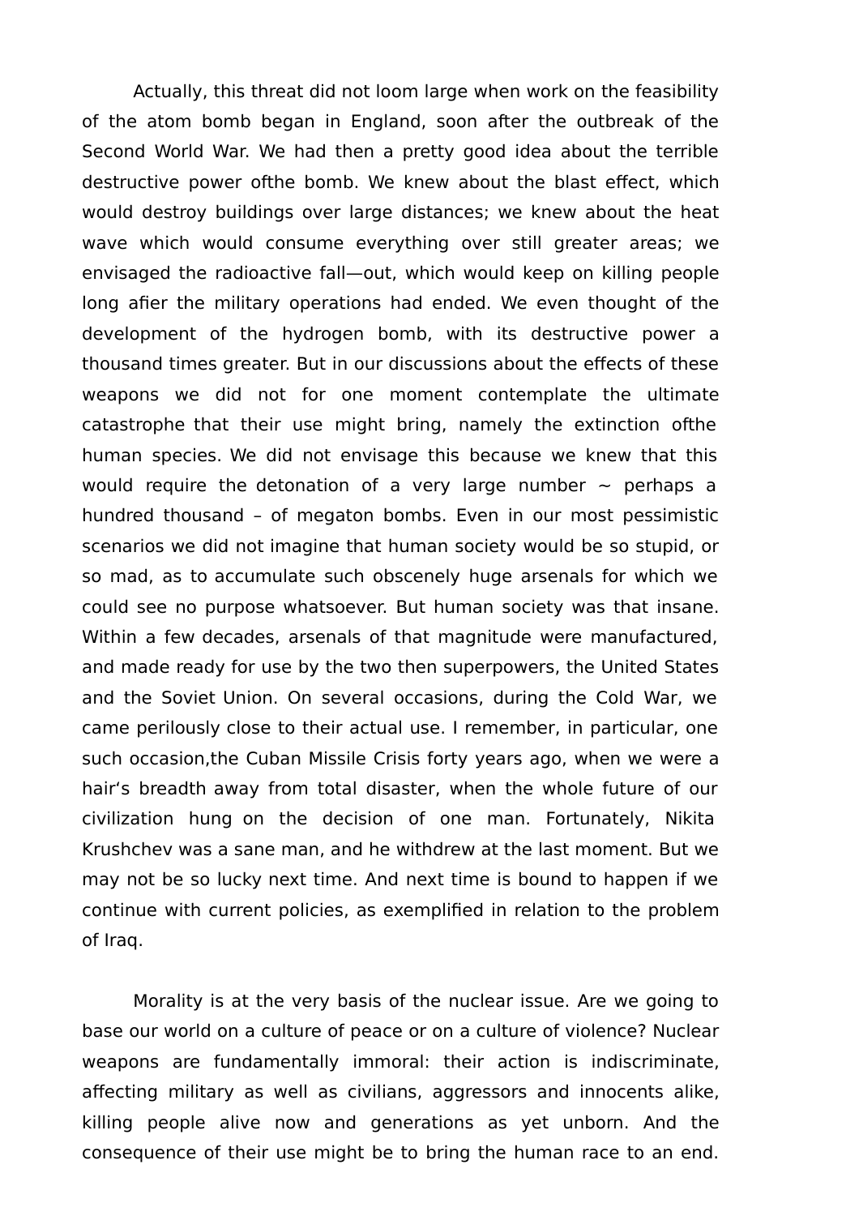Actually, this threat did not loom large when work on the feasibility of the atom bomb began in England, soon after the outbreak of the Second World War. We had then a pretty good idea about the terrible destructive power ofthe bomb. We knew about the blast effect, which would destroy buildings over large distances; we knew about the heat wave which would consume everything over still greater areas; we envisaged the radioactive fall—out, which would keep on killing people long afier the military operations had ended. We even thought of the development of the hydrogen bomb, with its destructive power a thousand times greater. But in our discussions about the effects of these weapons we did not for one moment contemplate the ultimate catastrophe that their use might bring, namely the extinction ofthe human species. We did not envisage this because we knew that this would require the detonation of a very large number ~ perhaps a hundred thousand – of megaton bombs. Even in our most pessimistic scenarios we did not imagine that human society would be so stupid, or so mad, as to accumulate such obscenely huge arsenals for which we could see no purpose whatsoever. But human society was that insane. Within a few decades, arsenals of that magnitude were manufactured, and made ready for use by the two then superpowers, the United States and the Soviet Union. On several occasions, during the Cold War, we came perilously close to their actual use. I remember, in particular, one such occasion,the Cuban Missile Crisis forty years ago, when we were a hair‘s breadth away from total disaster, when the whole future of our civilization hung on the decision of one man. Fortunately, Nikita Krushchev was a sane man, and he withdrew at the last moment. But we may not be so lucky next time. And next time is bound to happen if we continue with current policies, as exemplified in relation to the problem of Iraq.

Morality is at the very basis of the nuclear issue. Are we going to base our world on a culture of peace or on a culture of violence? Nuclear weapons are fundamentally immoral: their action is indiscriminate, affecting military as well as civilians, aggressors and innocents alike, killing people alive now and generations as yet unborn. And the consequence of their use might be to bring the human race to an end.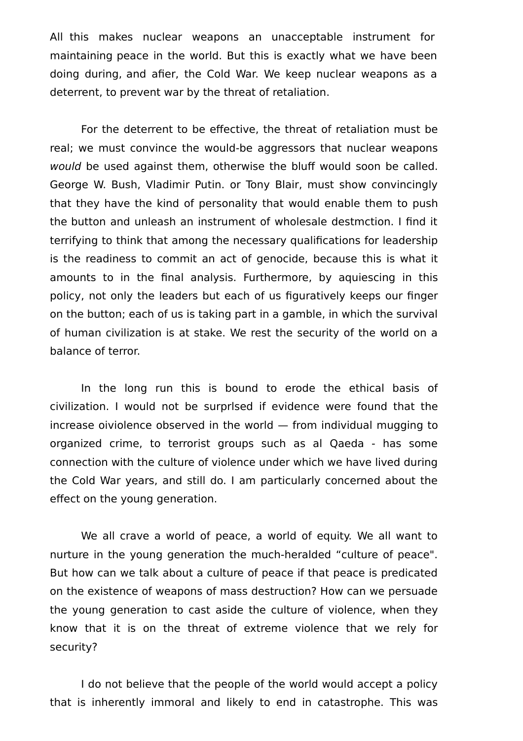All this makes nuclear weapons an unacceptable instrument for maintaining peace in the world. But this is exactly what we have been doing during, and afier, the Cold War. We keep nuclear weapons as a deterrent, to prevent war by the threat of retaliation.

For the deterrent to be effective, the threat of retaliation must be real; we must convince the would-be aggressors that nuclear weapons *would* be used against them, otherwise the bluff would soon be called. George W. Bush, Vladimir Putin. or Tony Blair, must show convincingly that they have the kind of personality that would enable them to push the button and unleash an instrument of wholesale destmction. I find it terrifying to think that among the necessary qualifications for leadership is the readiness to commit an act of genocide, because this is what it amounts to in the final analysis. Furthermore, by aquiescing in this policy, not only the leaders but each of us figuratively keeps our finger on the button; each of us is taking part in a gamble, in which the survival of human civilization is at stake. We rest the security of the world on a balance of terror.

In the long run this is bound to erode the ethical basis of civilization. I would not be surprlsed if evidence were found that the increase oiviolence observed in the world — from individual mugging to organized crime, to terrorist groups such as al Qaeda - has some connection with the culture of violence under which we have lived during the Cold War years, and still do. I am particularly concerned about the effect on the young generation.

We all crave a world of peace, a world of equity. We all want to nurture in the young generation the much-heralded “culture of peace". But how can we talk about a culture of peace if that peace is predicated on the existence of weapons of mass destruction? How can we persuade the young generation to cast aside the culture of violence, when they know that it is on the threat of extreme violence that we rely for security?

I do not believe that the people of the world would accept a policy that is inherently immoral and likely to end in catastrophe. This was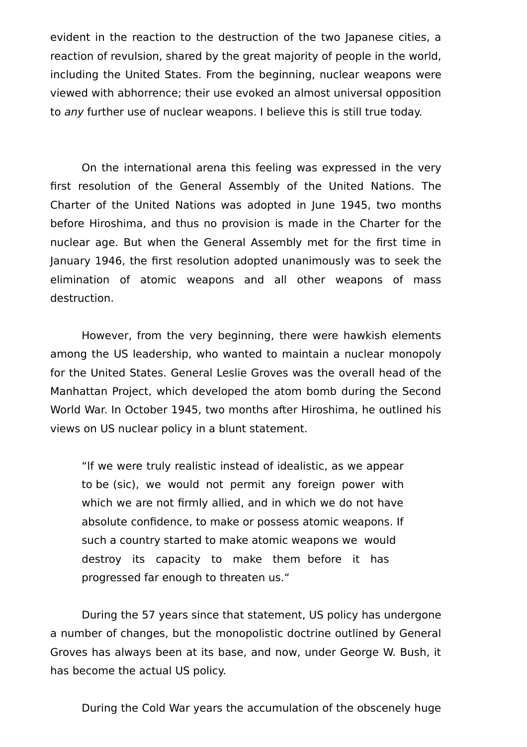evident in the reaction to the destruction of the two Japanese cities, a reaction of revulsion, shared by the great majority of people in the world, including the United States. From the beginning, nuclear weapons were viewed with abhorrence; their use evoked an almost universal opposition to *any* further use of nuclear weapons. I believe this is still true today.

On the international arena this feeling was expressed in the very first resolution of the General Assembly of the United Nations. The Charter of the United Nations was adopted in June 1945, two months before Hiroshima, and thus no provision is made in the Charter for the nuclear age. But when the General Assembly met for the first time in January 1946, the first resolution adopted unanimously was to seek the elimination of atomic weapons and all other weapons of mass destruction.

However, from the very beginning, there were hawkish elements among the US leadership, who wanted to maintain a nuclear monopoly for the United States. General Leslie Groves was the overall head of the Manhattan Project, which developed the atom bomb during the Second World War. In October 1945, two months after Hiroshima, he outlined his views on US nuclear policy in a blunt statement.

> "If we were truly realistic instead of idealistic, as we appear to be (sic), we would not permit any foreign power with which we are not firmly allied, and in which we do not have absolute confidence, to make or possess atomic weapons. If such a country started to make atomic weapons we would destroy its capacity to make them before it has progressed far enough to threaten us."

During the 57 years since that statement, US policy has undergone a number of changes, but the monopolistic doctrine outlined by General Groves has always been at its base, and now, under George W. Bush, it has become the actual US policy.

During the Cold War years the accumulation of the obscenely huge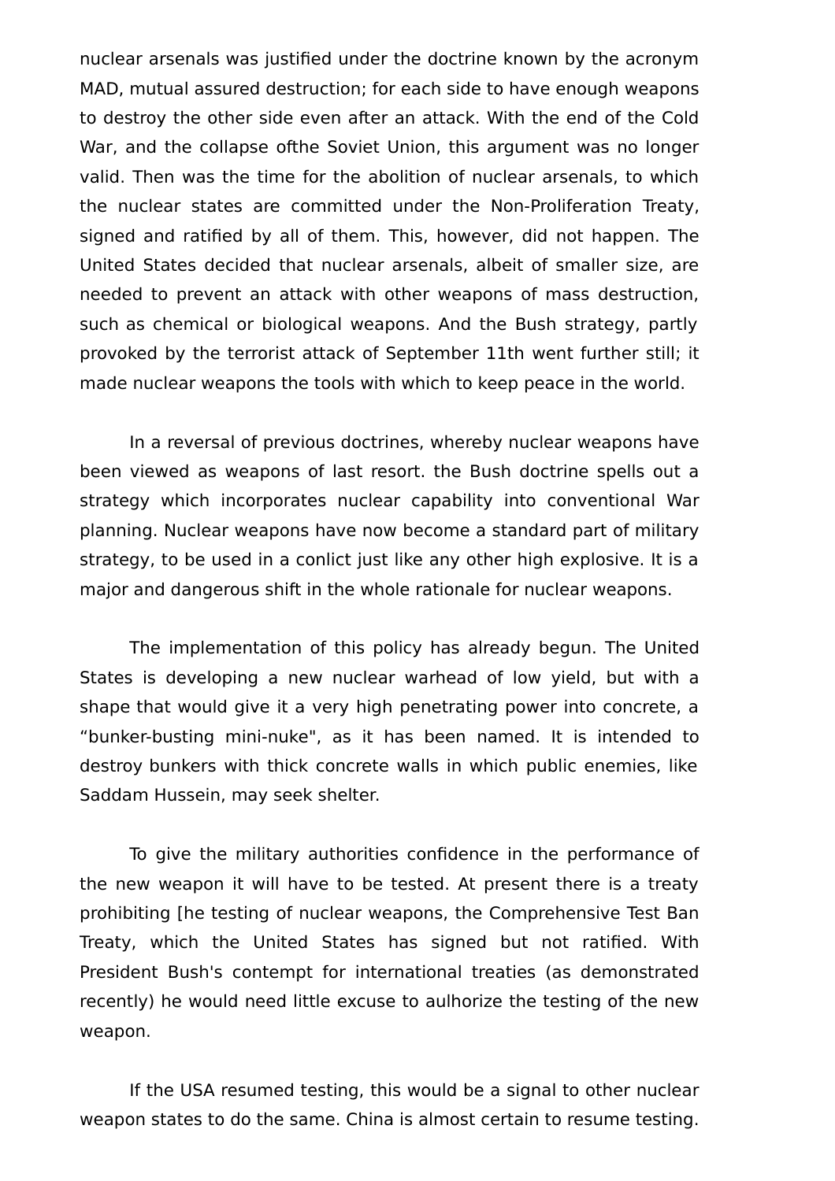nuclear arsenals was justified under the doctrine known by the acronym MAD, mutual assured destruction; for each side to have enough weapons to destroy the other side even after an attack. With the end of the Cold War, and the collapse ofthe Soviet Union, this argument was no longer valid. Then was the time for the abolition of nuclear arsenals, to which the nuclear states are committed under the Non-Proliferation Treaty, signed and ratified by all of them. This, however, did not happen. The United States decided that nuclear arsenals, albeit of smaller size, are needed to prevent an attack with other weapons of mass destruction, such as chemical or biological weapons. And the Bush strategy, partly provoked by the terrorist attack of September 11th went further still; it made nuclear weapons the tools with which to keep peace in the world.

In a reversal of previous doctrines, whereby nuclear weapons have been viewed as weapons of last resort. the Bush doctrine spells out a strategy which incorporates nuclear capability into conventional War planning. Nuclear weapons have now become a standard part of military strategy, to be used in a conlict just like any other high explosive. It is a major and dangerous shift in the whole rationale for nuclear weapons.

The implementation of this policy has already begun. The United States is developing a new nuclear warhead of low yield, but with a shape that would give it a very high penetrating power into concrete, a “bunker-busting mini-nuke", as it has been named. It is intended to destroy bunkers with thick concrete walls in which public enemies, like Saddam Hussein, may seek shelter.

To give the military authorities confidence in the performance of the new weapon it will have to be tested. At present there is a treaty prohibiting [he testing of nuclear weapons, the Comprehensive Test Ban Treaty, which the United States has signed but not ratified. With President Bush's contempt for international treaties (as demonstrated recently) he would need little excuse to aulhorize the testing of the new weapon.

If the USA resumed testing, this would be a signal to other nuclear weapon states to do the same. China is almost certain to resume testing.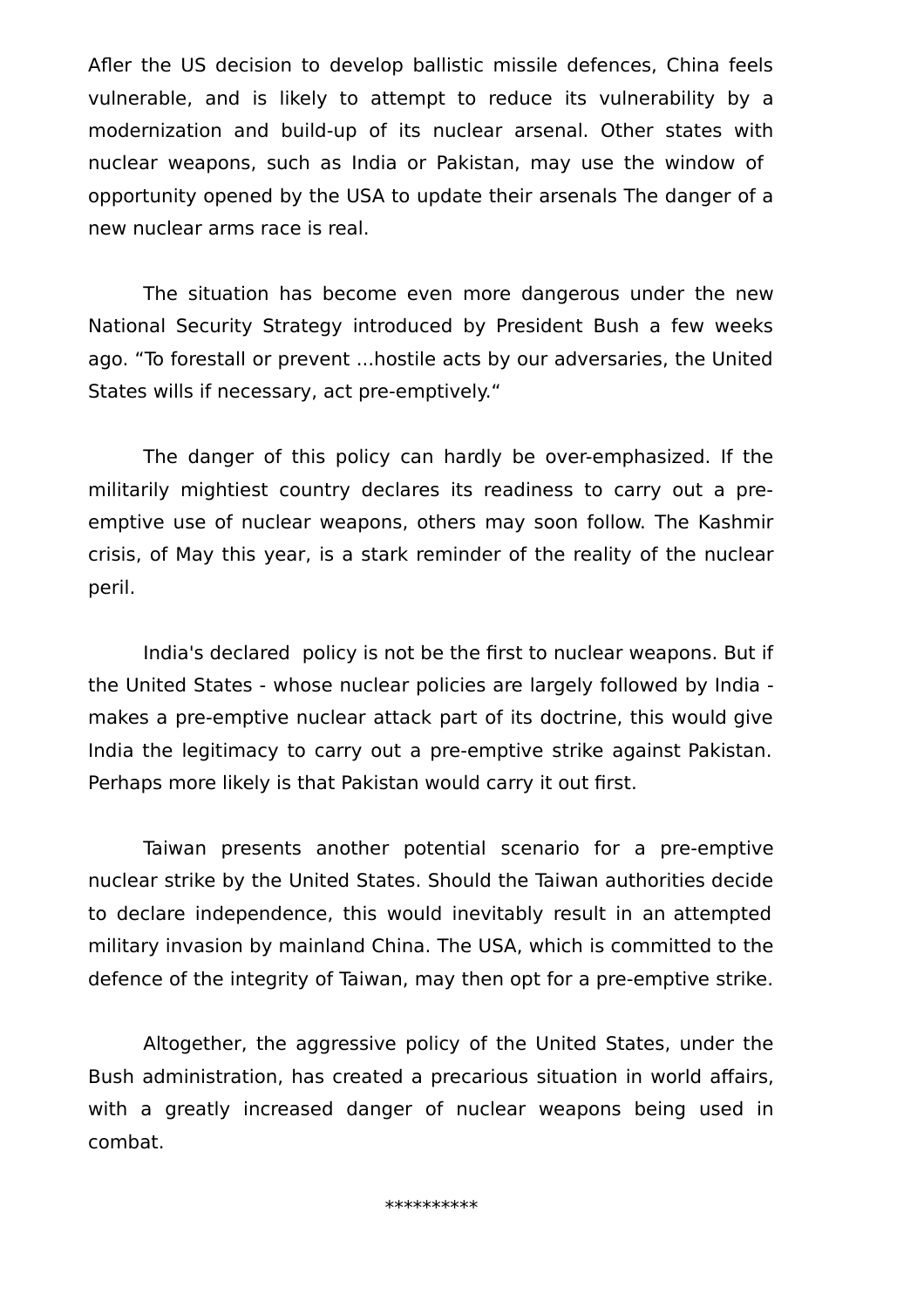Afler the US decision to develop ballistic missile defences, China feels vulnerable, and is likely to attempt to reduce its vulnerability by a modernization and build-up of its nuclear arsenal. Other states with nuclear weapons, such as India or Pakistan, may use the window of opportunity opened by the USA to update their arsenals The danger of a new nuclear arms race is real.

The situation has become even more dangerous under the new National Security Strategy introduced by President Bush a few weeks ago. “To forestall or prevent ...hostile acts by our adversaries, the United States wills if necessary, act pre-emptively.“

The danger of this policy can hardly be over-emphasized. If the militarily mightiest country declares its readiness to carry out a pre-emptive use of nuclear weapons, others may soon follow. The Kashmir crisis, of May this year, is a stark reminder of the reality of the nuclear peril.

India's declared policy is not be the first to nuclear weapons. But if the United States - whose nuclear policies are largely followed by India - makes a pre-emptive nuclear attack part of its doctrine, this would give India the legitimacy to carry out a pre-emptive strike against Pakistan. Perhaps more likely is that Pakistan would carry it out first.

Taiwan presents another potential scenario for a pre-emptive nuclear strike by the United States. Should the Taiwan authorities decide to declare independence, this would inevitably result in an attempted military invasion by mainland China. The USA, which is committed to the defence of the integrity of Taiwan, may then opt for a pre-emptive strike.

Altogether, the aggressive policy of the United States, under the Bush administration, has created a precarious situation in world affairs, with a greatly increased danger of nuclear weapons being used in combat.

**********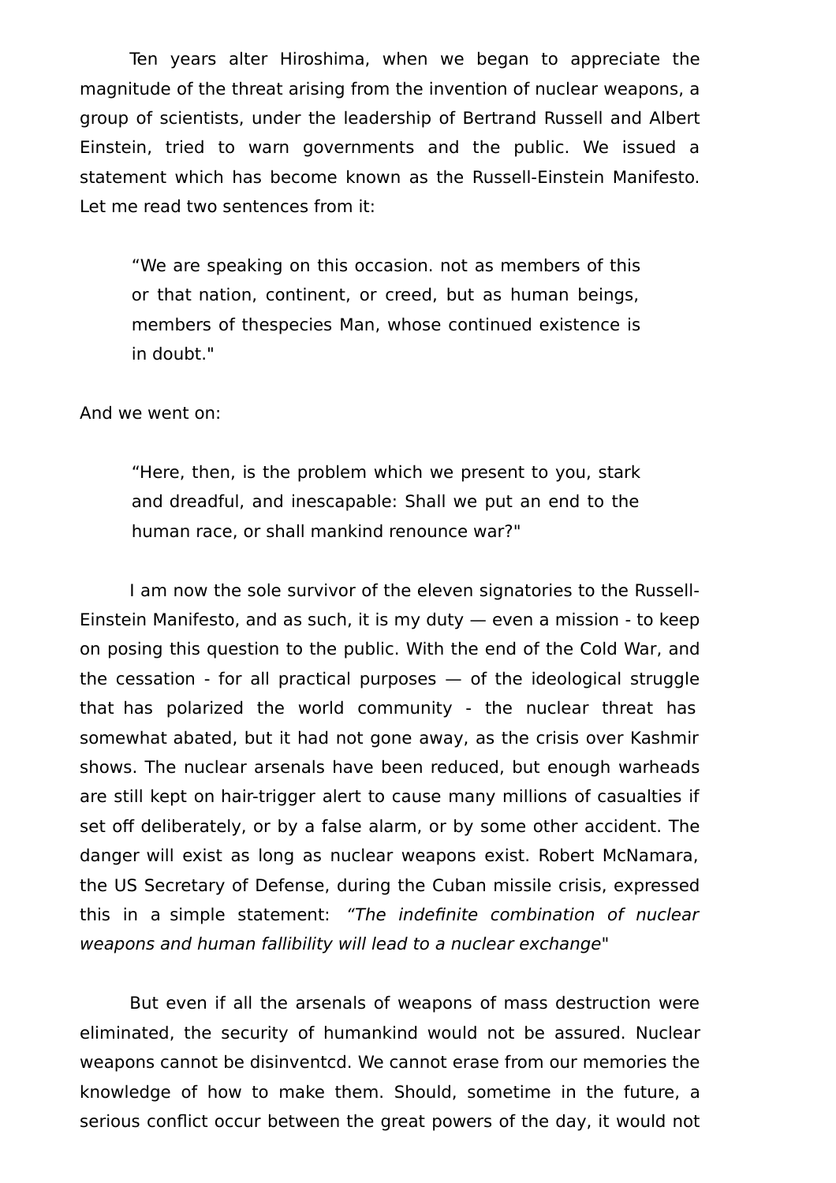Ten years alter Hiroshima, when we began to appreciate the magnitude of the threat arising from the invention of nuclear weapons, a group of scientists, under the leadership of Bertrand Russell and Albert Einstein, tried to warn governments and the public. We issued a statement which has become known as the Russell-Einstein Manifesto. Let me read two sentences from it:

> “We are speaking on this occasion. not as members of this or that nation, continent, or creed, but as human beings, members of thespecies Man, whose continued existence is in doubt."

And we went on:

> “Here, then, is the problem which we present to you, stark and dreadful, and inescapable: Shall we put an end to the human race, or shall mankind renounce war?"

I am now the sole survivor of the eleven signatories to the Russell-Einstein Manifesto, and as such, it is my duty — even a mission - to keep on posing this question to the public. With the end of the Cold War, and the cessation - for all practical purposes — of the ideological struggle that has polarized the world community - the nuclear threat has somewhat abated, but it had not gone away, as the crisis over Kashmir shows. The nuclear arsenals have been reduced, but enough warheads are still kept on hair-trigger alert to cause many millions of casualties if set off deliberately, or by a false alarm, or by some other accident. The danger will exist as long as nuclear weapons exist. Robert McNamara, the US Secretary of Defense, during the Cuban missile crisis, expressed this in a simple statement: *“The indefinite combination of nuclear weapons and human fallibility will lead to a nuclear exchange*"

But even if all the arsenals of weapons of mass destruction were eliminated, the security of humankind would not be assured. Nuclear weapons cannot be disinventcd. We cannot erase from our memories the knowledge of how to make them. Should, sometime in the future, a serious conflict occur between the great powers of the day, it would not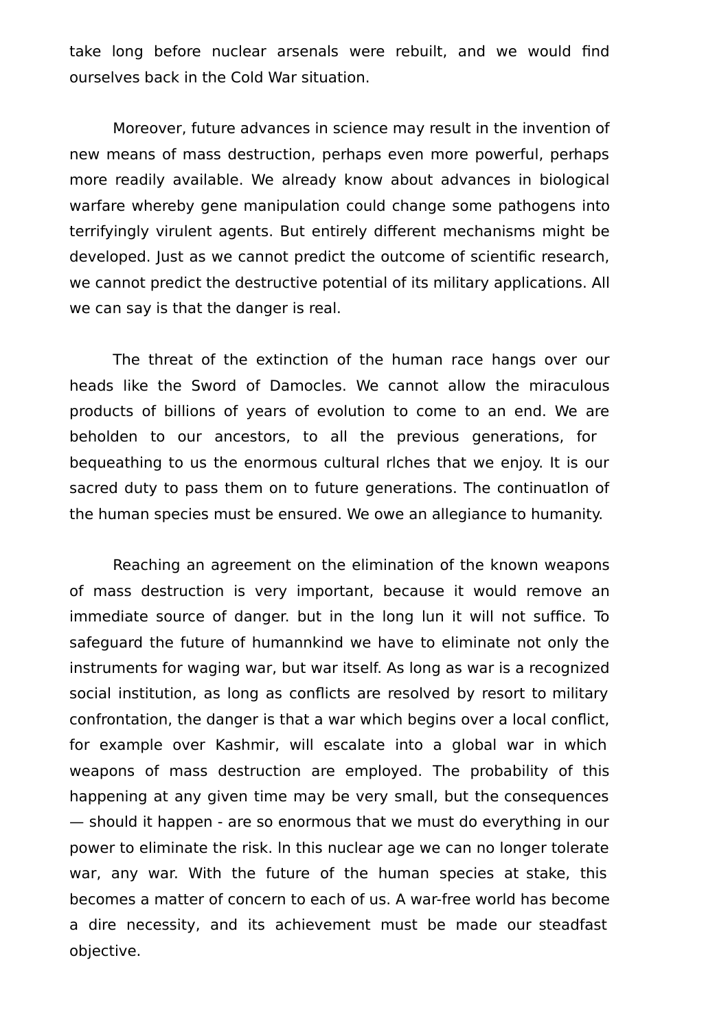take long before nuclear arsenals were rebuilt, and we would find ourselves back in the Cold War situation.

Moreover, future advances in science may result in the invention of new means of mass destruction, perhaps even more powerful, perhaps more readily available. We already know about advances in biological warfare whereby gene manipulation could change some pathogens into terrifyingly virulent agents. But entirely different mechanisms might be developed. Just as we cannot predict the outcome of scientific research, we cannot predict the destructive potential of its military applications. All we can say is that the danger is real.

The threat of the extinction of the human race hangs over our heads like the Sword of Damocles. We cannot allow the miraculous products of billions of years of evolution to come to an end. We are beholden to our ancestors, to all the previous generations, for bequeathing to us the enormous cultural rlches that we enjoy. It is our sacred duty to pass them on to future generations. The continuatlon of the human species must be ensured. We owe an allegiance to humanity.

Reaching an agreement on the elimination of the known weapons of mass destruction is very important, because it would remove an immediate source of danger. but in the long lun it will not suffice. To safeguard the future of humannkind we have to eliminate not only the instruments for waging war, but war itself. As long as war is a recognized social institution, as long as conflicts are resolved by resort to military confrontation, the danger is that a war which begins over a local conflict, for example over Kashmir, will escalate into a global war in which weapons of mass destruction are employed. The probability of this happening at any given time may be very small, but the consequences — should it happen - are so enormous that we must do everything in our power to eliminate the risk. In this nuclear age we can no longer tolerate war, any war. With the future of the human species at stake, this becomes a matter of concern to each of us. A war-free world has become a dire necessity, and its achievement must be made our steadfast objective.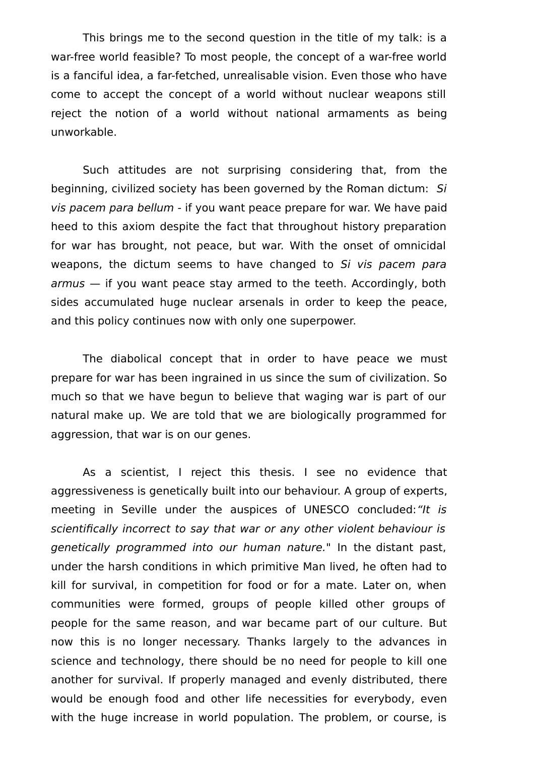This brings me to the second question in the title of my talk: is a war-free world feasible? To most people, the concept of a war-free world is a fanciful idea, a far-fetched, unrealisable vision. Even those who have come to accept the concept of a world without nuclear weapons still reject the notion of a world without national armaments as being unworkable.

Such attitudes are not surprising considering that, from the beginning, civilized society has been governed by the Roman dictum: *Si vis pacem para bellum* - if you want peace prepare for war. We have paid heed to this axiom despite the fact that throughout history preparation for war has brought, not peace, but war. With the onset of omnicidal weapons, the dictum seems to have changed to *Si vis pacem para armus* — if you want peace stay armed to the teeth. Accordingly, both sides accumulated huge nuclear arsenals in order to keep the peace, and this policy continues now with only one superpower.

The diabolical concept that in order to have peace we must prepare for war has been ingrained in us since the sum of civilization. So much so that we have begun to believe that waging war is part of our natural make up. We are told that we are biologically programmed for aggression, that war is on our genes.

As a scientist, I reject this thesis. I see no evidence that aggressiveness is genetically built into our behaviour. A group of experts, meeting in Seville under the auspices of UNESCO concluded: *"It is scientifically incorrect to say that war or any other violent behaviour is genetically programmed into our human nature."* In the distant past, under the harsh conditions in which primitive Man lived, he often had to kill for survival, in competition for food or for a mate. Later on, when communities were formed, groups of people killed other groups of people for the same reason, and war became part of our culture. But now this is no longer necessary. Thanks largely to the advances in science and technology, there should be no need for people to kill one another for survival. If properly managed and evenly distributed, there would be enough food and other life necessities for everybody, even with the huge increase in world population. The problem, or course, is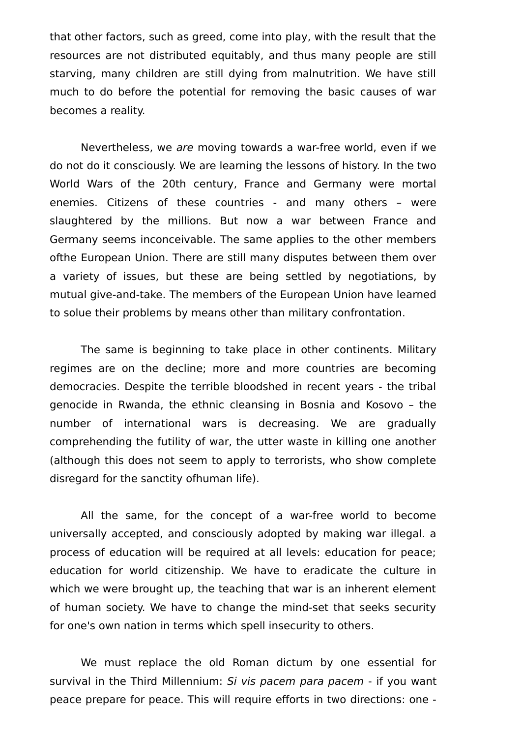that other factors, such as greed, come into play, with the result that the resources are not distributed equitably, and thus many people are still starving, many children are still dying from malnutrition. We have still much to do before the potential for removing the basic causes of war becomes a reality.

Nevertheless, we *are* moving towards a war-free world, even if we do not do it consciously. We are learning the lessons of history. In the two World Wars of the 20th century, France and Germany were mortal enemies. Citizens of these countries - and many others – were slaughtered by the millions. But now a war between France and Germany seems inconceivable. The same applies to the other members ofthe European Union. There are still many disputes between them over a variety of issues, but these are being settled by negotiations, by mutual give-and-take. The members of the European Union have learned to solue their problems by means other than military confrontation.

The same is beginning to take place in other continents. Military regimes are on the decline; more and more countries are becoming democracies. Despite the terrible bloodshed in recent years - the tribal genocide in Rwanda, the ethnic cleansing in Bosnia and Kosovo – the number of international wars is decreasing. We are gradually comprehending the futility of war, the utter waste in killing one another (although this does not seem to apply to terrorists, who show complete disregard for the sanctity ofhuman life).

All the same, for the concept of a war-free world to become universally accepted, and consciously adopted by making war illegal. a process of education will be required at all levels: education for peace; education for world citizenship. We have to eradicate the culture in which we were brought up, the teaching that war is an inherent element of human society. We have to change the mind-set that seeks security for one's own nation in terms which spell insecurity to others.

We must replace the old Roman dictum by one essential for survival in the Third Millennium: *Si vis pacem para pacem* - if you want peace prepare for peace. This will require efforts in two directions: one -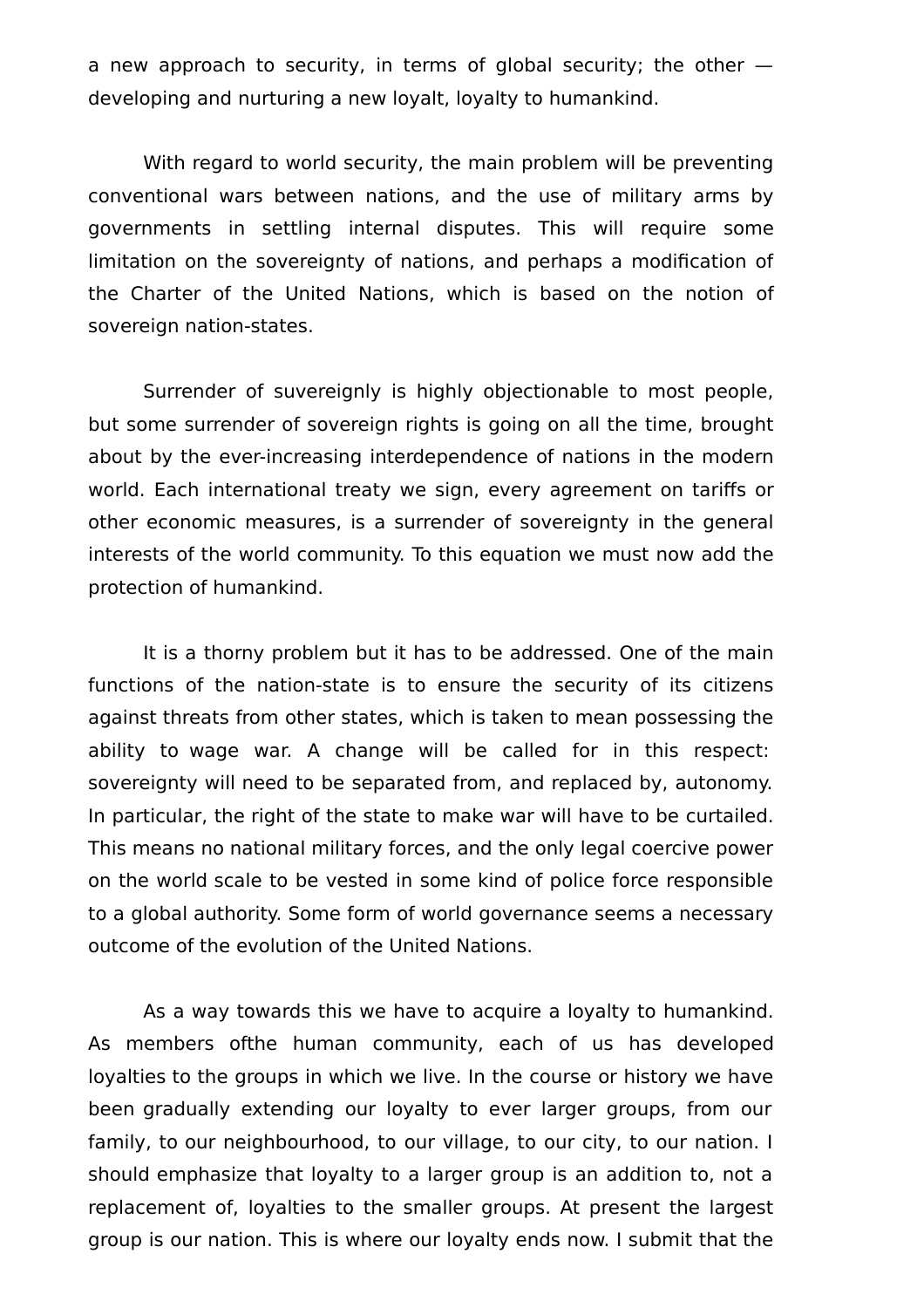a new approach to security, in terms of global security; the other — developing and nurturing a new loyalt, loyalty to humankind.

With regard to world security, the main problem will be preventing conventional wars between nations, and the use of military arms by governments in settling internal disputes. This will require some limitation on the sovereignty of nations, and perhaps a modification of the Charter of the United Nations, which is based on the notion of sovereign nation-states.

Surrender of suvereignly is highly objectionable to most people, but some surrender of sovereign rights is going on all the time, brought about by the ever-increasing interdependence of nations in the modern world. Each international treaty we sign, every agreement on tariffs or other economic measures, is a surrender of sovereignty in the general interests of the world community. To this equation we must now add the protection of humankind.

It is a thorny problem but it has to be addressed. One of the main functions of the nation-state is to ensure the security of its citizens against threats from other states, which is taken to mean possessing the ability to wage war. A change will be called for in this respect: sovereignty will need to be separated from, and replaced by, autonomy. In particular, the right of the state to make war will have to be curtailed. This means no national military forces, and the only legal coercive power on the world scale to be vested in some kind of police force responsible to a global authority. Some form of world governance seems a necessary outcome of the evolution of the United Nations.

As a way towards this we have to acquire a loyalty to humankind. As members ofthe human community, each of us has developed loyalties to the groups in which we live. In the course or history we have been gradually extending our loyalty to ever larger groups, from our family, to our neighbourhood, to our village, to our city, to our nation. I should emphasize that loyalty to a larger group is an addition to, not a replacement of, loyalties to the smaller groups. At present the largest group is our nation. This is where our loyalty ends now. I submit that the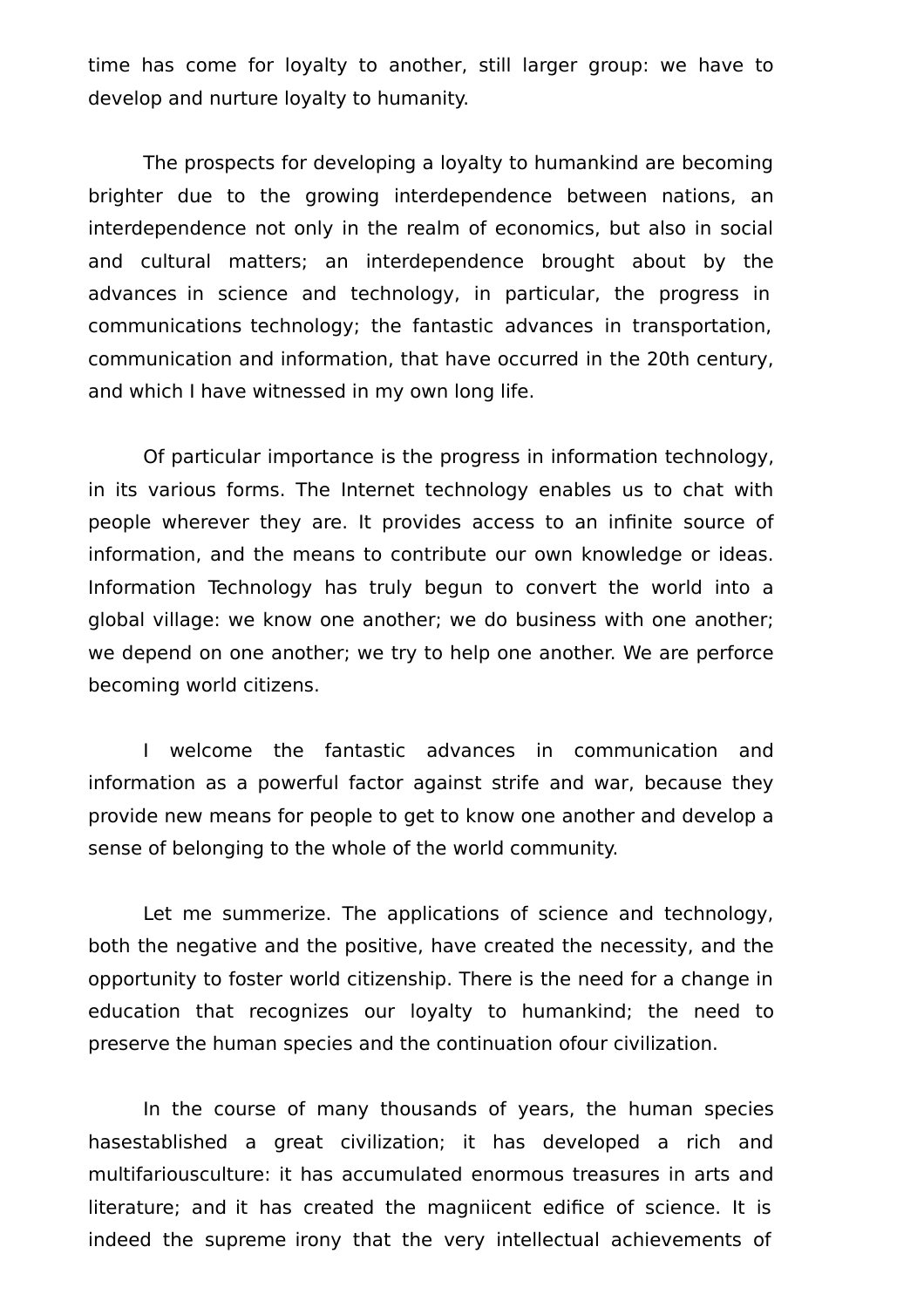time has come for loyalty to another, still larger group: we have to develop and nurture loyalty to humanity.

The prospects for developing a loyalty to humankind are becoming brighter due to the growing interdependence between nations, an interdependence not only in the realm of economics, but also in social and cultural matters; an interdependence brought about by the advances in science and technology, in particular, the progress in communications technology; the fantastic advances in transportation, communication and information, that have occurred in the 20th century, and which I have witnessed in my own long life.

Of particular importance is the progress in information technology, in its various forms. The Internet technology enables us to chat with people wherever they are. It provides access to an infinite source of information, and the means to contribute our own knowledge or ideas. Information Technology has truly begun to convert the world into a global village: we know one another; we do business with one another; we depend on one another; we try to help one another. We are perforce becoming world citizens.

I welcome the fantastic advances in communication and information as a powerful factor against strife and war, because they provide new means for people to get to know one another and develop a sense of belonging to the whole of the world community.

Let me summerize. The applications of science and technology, both the negative and the positive, have created the necessity, and the opportunity to foster world citizenship. There is the need for a change in education that recognizes our loyalty to humankind; the need to preserve the human species and the continuation ofour civilization.

In the course of many thousands of years, the human species hasestablished a great civilization; it has developed a rich and multifariousculture: it has accumulated enormous treasures in arts and literature; and it has created the magniicent edifice of science. It is indeed the supreme irony that the very intellectual achievements of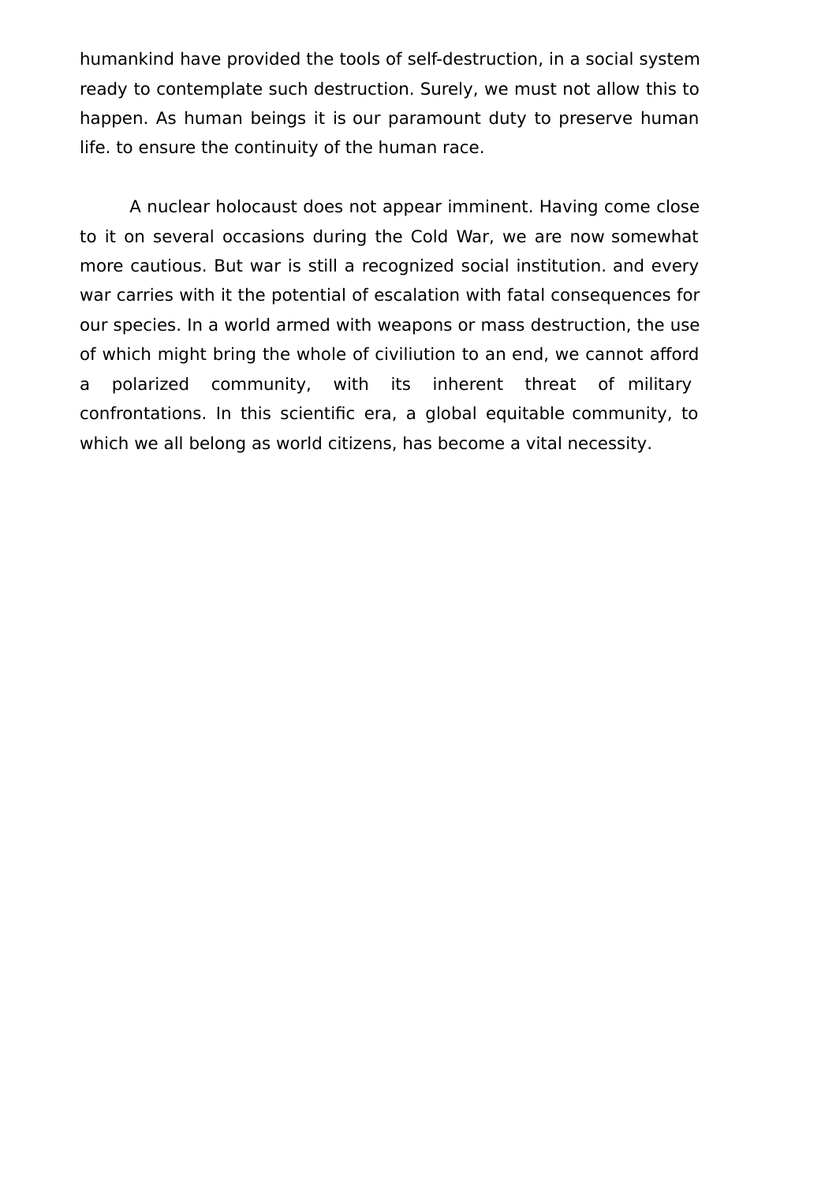humankind have provided the tools of self-destruction, in a social system ready to contemplate such destruction. Surely, we must not allow this to happen. As human beings it is our paramount duty to preserve human life. to ensure the continuity of the human race.

A nuclear holocaust does not appear imminent. Having come close to it on several occasions during the Cold War, we are now somewhat more cautious. But war is still a recognized social institution. and every war carries with it the potential of escalation with fatal consequences for our species. In a world armed with weapons or mass destruction, the use of which might bring the whole of civiliution to an end, we cannot afford a polarized community, with its inherent threat of military confrontations. In this scientific era, a global equitable community, to which we all belong as world citizens, has become a vital necessity.